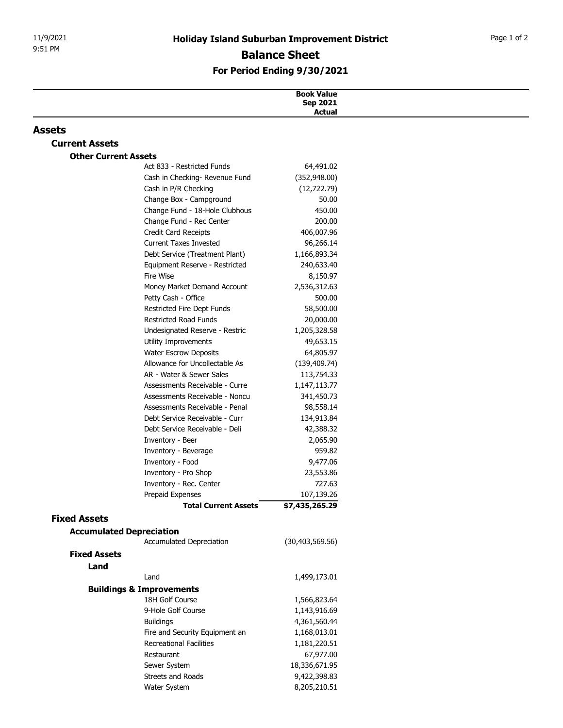# Holiday Island Suburban Improvement District

## Balance Sheet

### For Period Ending 9/30/2021

| | Book Value Sep 2021 Actual |
|---|---|
| **Assets** | |
| **Current Assets** | |
| **Other Current Assets** | |
| Act 833 - Restricted Funds | 64,491.02 |
| Cash in Checking- Revenue Fund | (352,948.00) |
| Cash in P/R Checking | (12,722.79) |
| Change Box - Campground | 50.00 |
| Change Fund - 18-Hole Clubhous | 450.00 |
| Change Fund - Rec Center | 200.00 |
| Credit Card Receipts | 406,007.96 |
| Current Taxes Invested | 96,266.14 |
| Debt Service (Treatment Plant) | 1,166,893.34 |
| Equipment Reserve - Restricted | 240,633.40 |
| Fire Wise | 8,150.97 |
| Money Market Demand Account | 2,536,312.63 |
| Petty Cash - Office | 500.00 |
| Restricted Fire Dept Funds | 58,500.00 |
| Restricted Road Funds | 20,000.00 |
| Undesignated Reserve - Restric | 1,205,328.58 |
| Utility Improvements | 49,653.15 |
| Water Escrow Deposits | 64,805.97 |
| Allowance for Uncollectable As | (139,409.74) |
| AR - Water & Sewer Sales | 113,754.33 |
| Assessments Receivable - Curre | 1,147,113.77 |
| Assessments Receivable - Noncu | 341,450.73 |
| Assessments Receivable - Penal | 98,558.14 |
| Debt Service Receivable - Curr | 134,913.84 |
| Debt Service Receivable - Deli | 42,388.32 |
| Inventory - Beer | 2,065.90 |
| Inventory - Beverage | 959.82 |
| Inventory - Food | 9,477.06 |
| Inventory - Pro Shop | 23,553.86 |
| Inventory - Rec. Center | 727.63 |
| Prepaid Expenses | 107,139.26 |
| **Total Current Assets** | **$7,435,265.29** |
| **Fixed Assets** | |
| **Accumulated Depreciation** | |
| Accumulated Depreciation | (30,403,569.56) |
| **Fixed Assets** | |
| **Land** | |
| Land | 1,499,173.01 |
| **Buildings & Improvements** | |
| 18H Golf Course | 1,566,823.64 |
| 9-Hole Golf Course | 1,143,916.69 |
| Buildings | 4,361,560.44 |
| Fire and Security Equipment an | 1,168,013.01 |
| Recreational Facilities | 1,181,220.51 |
| Restaurant | 67,977.00 |
| Sewer System | 18,336,671.95 |
| Streets and Roads | 9,422,398.83 |
| Water System | 8,205,210.51 |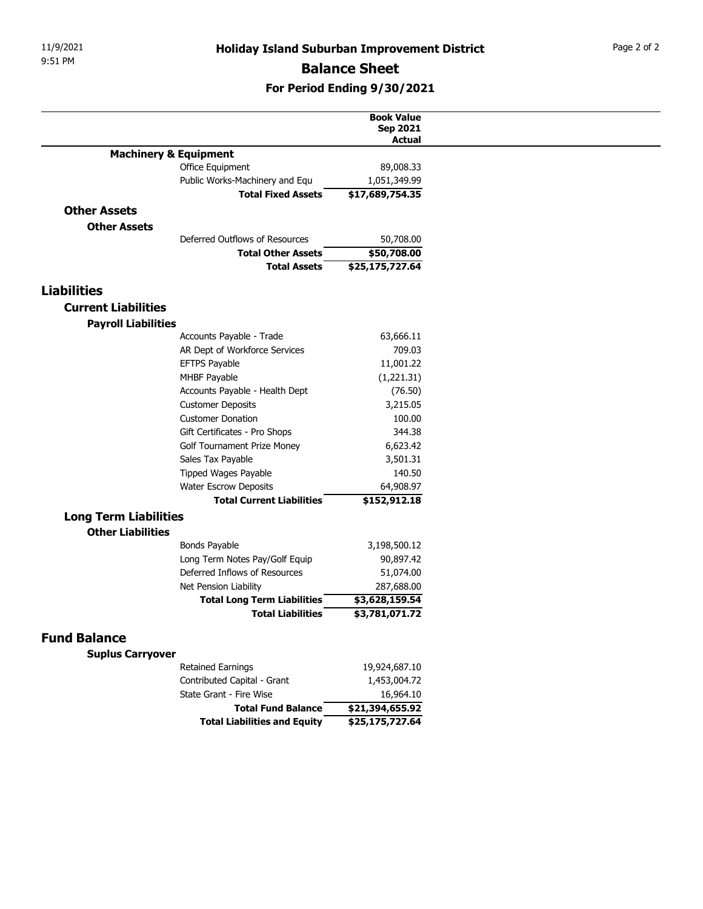# Holiday Island Suburban Improvement District

## Balance Sheet

### For Period Ending 9/30/2021

| | | Book Value Sep 2021 Actual |
|---|---|---|
| **Machinery & Equipment** | | |
| | Office Equipment | 89,008.33 |
| | Public Works-Machinery and Equ | 1,051,349.99 |
| | **Total Fixed Assets** | **$17,689,754.35** |
| **Other Assets** | | |
| **Other Assets** | | |
| | Deferred Outflows of Resources | 50,708.00 |
| | **Total Other Assets** | **$50,708.00** |
| | **Total Assets** | **$25,175,727.64** |
| **Liabilities** | | |
| **Current Liabilities** | | |
| **Payroll Liabilities** | | |
| | Accounts Payable - Trade | 63,666.11 |
| | AR Dept of Workforce Services | 709.03 |
| | EFTPS Payable | 11,001.22 |
| | MHBF Payable | (1,221.31) |
| | Accounts Payable - Health Dept | (76.50) |
| | Customer Deposits | 3,215.05 |
| | Customer Donation | 100.00 |
| | Gift Certificates - Pro Shops | 344.38 |
| | Golf Tournament Prize Money | 6,623.42 |
| | Sales Tax Payable | 3,501.31 |
| | Tipped Wages Payable | 140.50 |
| | Water Escrow Deposits | 64,908.97 |
| | **Total Current Liabilities** | **$152,912.18** |
| **Long Term Liabilities** | | |
| **Other Liabilities** | | |
| | Bonds Payable | 3,198,500.12 |
| | Long Term Notes Pay/Golf Equip | 90,897.42 |
| | Deferred Inflows of Resources | 51,074.00 |
| | Net Pension Liability | 287,688.00 |
| | **Total Long Term Liabilities** | **$3,628,159.54** |
| | **Total Liabilities** | **$3,781,071.72** |
| **Fund Balance** | | |
| **Suplus Carryover** | | |
| | Retained Earnings | 19,924,687.10 |
| | Contributed Capital - Grant | 1,453,004.72 |
| | State Grant - Fire Wise | 16,964.10 |
| | **Total Fund Balance** | **$21,394,655.92** |
| | **Total Liabilities and Equity** | **$25,175,727.64** |